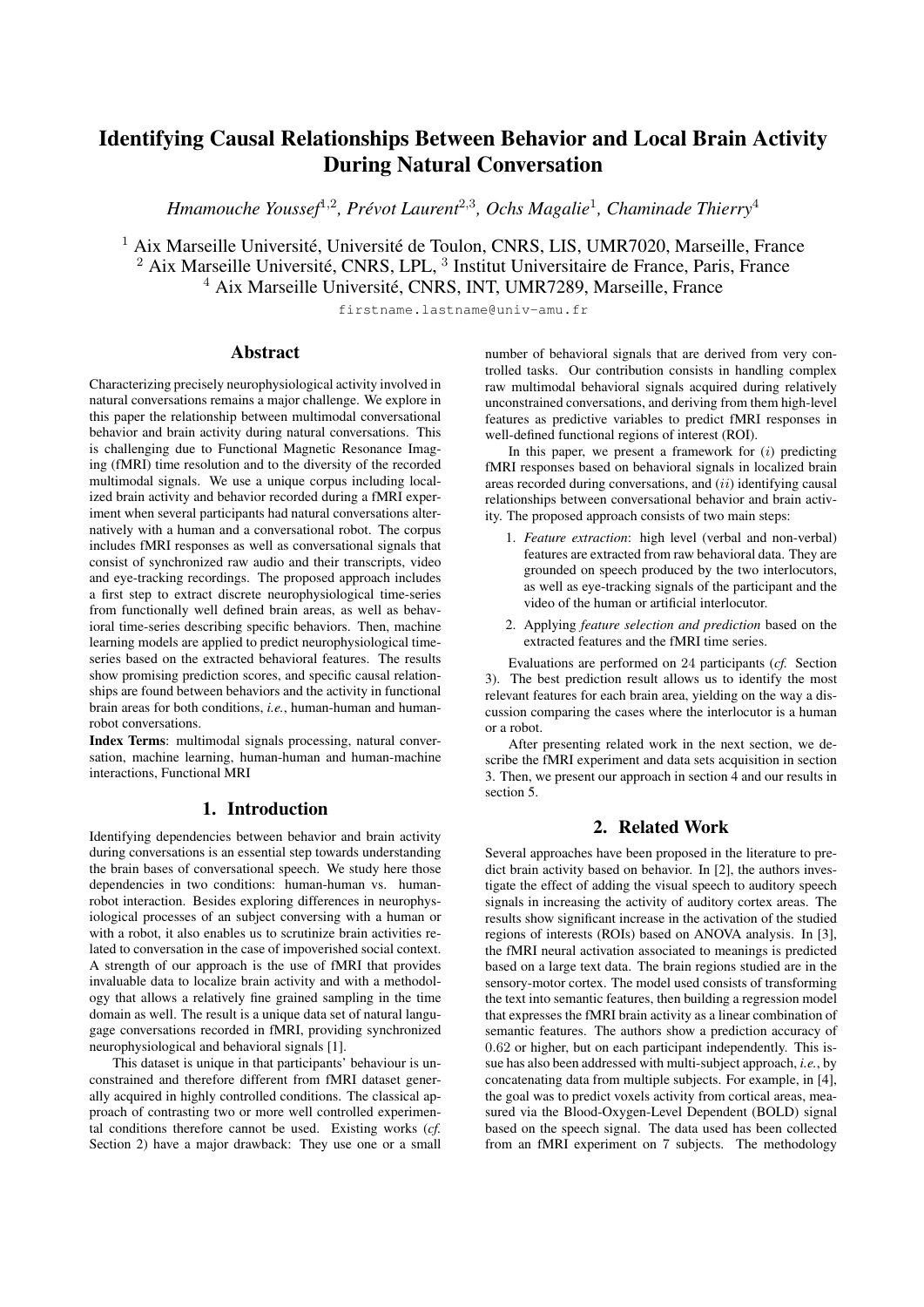# Identifying Causal Relationships Between Behavior and Local Brain Activity During Natural Conversation

*Hmamouche Youssef*[1,2], *Prévot Laurent*[2,3], *Ochs Magalie*[1], *Chaminade Thierry*[4]

[1] Aix Marseille Université, Université de Toulon, CNRS, LIS, UMR7020, Marseille, France
[2] Aix Marseille Université, CNRS, LPL, [3] Institut Universitaire de France, Paris, France
[4] Aix Marseille Université, CNRS, INT, UMR7289, Marseille, France

firstname.lastname@univ-amu.fr

## Abstract

Characterizing precisely neurophysiological activity involved in natural conversations remains a major challenge. We explore in this paper the relationship between multimodal conversational behavior and brain activity during natural conversations. This is challenging due to Functional Magnetic Resonance Imaging (fMRI) time resolution and to the diversity of the recorded multimodal signals. We use a unique corpus including localized brain activity and behavior recorded during a fMRI experiment when several participants had natural conversations alternatively with a human and a conversational robot. The corpus includes fMRI responses as well as conversational signals that consist of synchronized raw audio and their transcripts, video and eye-tracking recordings. The proposed approach includes a first step to extract discrete neurophysiological time-series from functionally well defined brain areas, as well as behavioral time-series describing specific behaviors. Then, machine learning models are applied to predict neurophysiological time-series based on the extracted behavioral features. The results show promising prediction scores, and specific causal relationships are found between behaviors and the activity in functional brain areas for both conditions, *i.e.*, human-human and human-robot conversations.

**Index Terms**: multimodal signals processing, natural conversation, machine learning, human-human and human-machine interactions, Functional MRI

## 1. Introduction

Identifying dependencies between behavior and brain activity during conversations is an essential step towards understanding the brain bases of conversational speech. We study here those dependencies in two conditions: human-human vs. human-robot interaction. Besides exploring differences in neurophysiological processes of an subject conversing with a human or with a robot, it also enables us to scrutinize brain activities related to conversation in the case of impoverished social context. A strength of our approach is the use of fMRI that provides invaluable data to localize brain activity and with a methodology that allows a relatively fine grained sampling in the time domain as well. The result is a unique data set of natural language conversations recorded in fMRI, providing synchronized neurophysiological and behavioral signals [1].

This dataset is unique in that participants' behaviour is unconstrained and therefore different from fMRI dataset generally acquired in highly controlled conditions. The classical approach of contrasting two or more well controlled experimental conditions therefore cannot be used. Existing works (*cf.* Section 2) have a major drawback: They use one or a small number of behavioral signals that are derived from very controlled tasks. Our contribution consists in handling complex raw multimodal behavioral signals acquired during relatively unconstrained conversations, and deriving from them high-level features as predictive variables to predict fMRI responses in well-defined functional regions of interest (ROI).

In this paper, we present a framework for $(i)$ predicting fMRI responses based on behavioral signals in localized brain areas recorded during conversations, and $(ii)$ identifying causal relationships between conversational behavior and brain activity. The proposed approach consists of two main steps:

1. *Feature extraction*: high level (verbal and non-verbal) features are extracted from raw behavioral data. They are grounded on speech produced by the two interlocutors, as well as eye-tracking signals of the participant and the video of the human or artificial interlocutor.
2. Applying *feature selection and prediction* based on the extracted features and the fMRI time series.

Evaluations are performed on 24 participants (*cf.* Section 3). The best prediction result allows us to identify the most relevant features for each brain area, yielding on the way a discussion comparing the cases where the interlocutor is a human or a robot.

After presenting related work in the next section, we describe the fMRI experiment and data sets acquisition in section 3. Then, we present our approach in section 4 and our results in section 5.

## 2. Related Work

Several approaches have been proposed in the literature to predict brain activity based on behavior. In [2], the authors investigate the effect of adding the visual speech signals to auditory speech signals in increasing the activity of auditory cortex areas. The results show significant increase in the activation of the studied regions of interests (ROIs) based on ANOVA analysis. In [3], the fMRI neural activation associated to meanings is predicted based on a large text data. The brain regions studied are in the sensory-motor cortex. The model used consists of transforming the text into semantic features, then building a regression model that expresses the fMRI brain activity as a linear combination of semantic features. The authors show a prediction accuracy of 0.62 or higher, but on each participant independently. This issue has also been addressed with multi-subject approach, *i.e.*, by concatenating data from multiple subjects. For example, in [4], the goal was to predict voxels activity from cortical areas, measured via the Blood-Oxygen-Level Dependent (BOLD) signal based on the speech signal. The data used has been collected from an fMRI experiment on 7 subjects. The methodology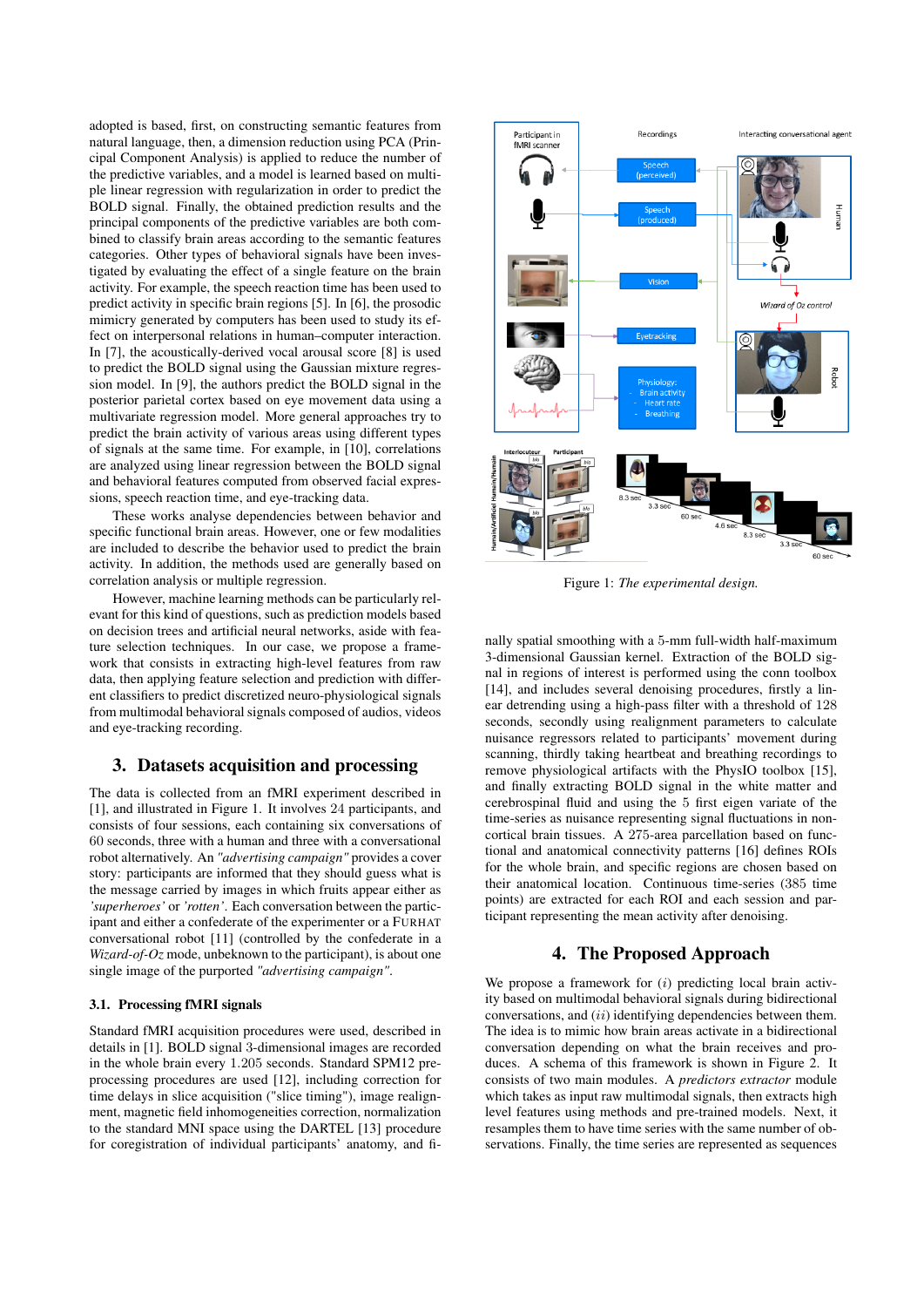adopted is based, first, on constructing semantic features from natural language, then, a dimension reduction using PCA (Principal Component Analysis) is applied to reduce the number of the predictive variables, and a model is learned based on multiple linear regression with regularization in order to predict the BOLD signal. Finally, the obtained prediction results and the principal components of the predictive variables are both combined to classify brain areas according to the semantic features categories. Other types of behavioral signals have been investigated by evaluating the effect of a single feature on the brain activity. For example, the speech reaction time has been used to predict activity in specific brain regions [5]. In [6], the prosodic mimicry generated by computers has been used to study its effect on interpersonal relations in human–computer interaction. In [7], the acoustically-derived vocal arousal score [8] is used to predict the BOLD signal using the Gaussian mixture regression model. In [9], the authors predict the BOLD signal in the posterior parietal cortex based on eye movement data using a multivariate regression model. More general approaches try to predict the brain activity of various areas using different types of signals at the same time. For example, in [10], correlations are analyzed using linear regression between the BOLD signal and behavioral features computed from observed facial expressions, speech reaction time, and eye-tracking data.

These works analyse dependencies between behavior and specific functional brain areas. However, one or few modalities are included to describe the behavior used to predict the brain activity. In addition, the methods used are generally based on correlation analysis or multiple regression.

However, machine learning methods can be particularly relevant for this kind of questions, such as prediction models based on decision trees and artificial neural networks, aside with feature selection techniques. In our case, we propose a framework that consists in extracting high-level features from raw data, then applying feature selection and prediction with different classifiers to predict discretized neuro-physiological signals from multimodal behavioral signals composed of audios, videos and eye-tracking recording.

## 3. Datasets acquisition and processing

The data is collected from an fMRI experiment described in [1], and illustrated in Figure 1. It involves 24 participants, and consists of four sessions, each containing six conversations of 60 seconds, three with a human and three with a conversational robot alternatively. An *"advertising campaign"* provides a cover story: participants are informed that they should guess what is the message carried by images in which fruits appear either as *'superheroes'* or *'rotten'*. Each conversation between the participant and either a confederate of the experimenter or a FURHAT conversational robot [11] (controlled by the confederate in a *Wizard-of-Oz* mode, unbeknown to the participant), is about one single image of the purported *"advertising campaign"*.

### 3.1. Processing fMRI signals

Standard fMRI acquisition procedures were used, described in details in [1]. BOLD signal 3-dimensional images are recorded in the whole brain every 1.205 seconds. Standard SPM12 preprocessing procedures are used [12], including correction for time delays in slice acquisition ("slice timing"), image realignment, magnetic field inhomogeneities correction, normalization to the standard MNI space using the DARTEL [13] procedure for coregistration of individual participants' anatomy, and finally spatial smoothing with a 5-mm full-width half-maximum 3-dimensional Gaussian kernel. Extraction of the BOLD signal in regions of interest is performed using the conn toolbox [14], and includes several denoising procedures, firstly a linear detrending using a high-pass filter with a threshold of 128 seconds, secondly using realignment parameters to calculate nuisance regressors related to participants' movement during scanning, thirdly taking heartbeat and breathing recordings to remove physiological artifacts with the PhysIO toolbox [15], and finally extracting BOLD signal in the white matter and cerebrospinal fluid and using the 5 first eigen variate of the time-series as nuisance representing signal fluctuations in non-cortical brain tissues. A 275-area parcellation based on functional and anatomical connectivity patterns [16] defines ROIs for the whole brain, and specific regions are chosen based on their anatomical location. Continuous time-series (385 time points) are extracted for each ROI and each session and participant representing the mean activity after denoising.

Figure 1: *The experimental design.*

## 4. The Proposed Approach

We propose a framework for $(i)$ predicting local brain activity based on multimodal behavioral signals during bidirectional conversations, and $(ii)$ identifying dependencies between them. The idea is to mimic how brain areas activate in a bidirectional conversation depending on what the brain receives and produces. A schema of this framework is shown in Figure 2. It consists of two main modules. A *predictors extractor* module which takes as input raw multimodal signals, then extracts high level features using methods and pre-trained models. Next, it resamples them to have time series with the same number of observations. Finally, the time series are represented as sequences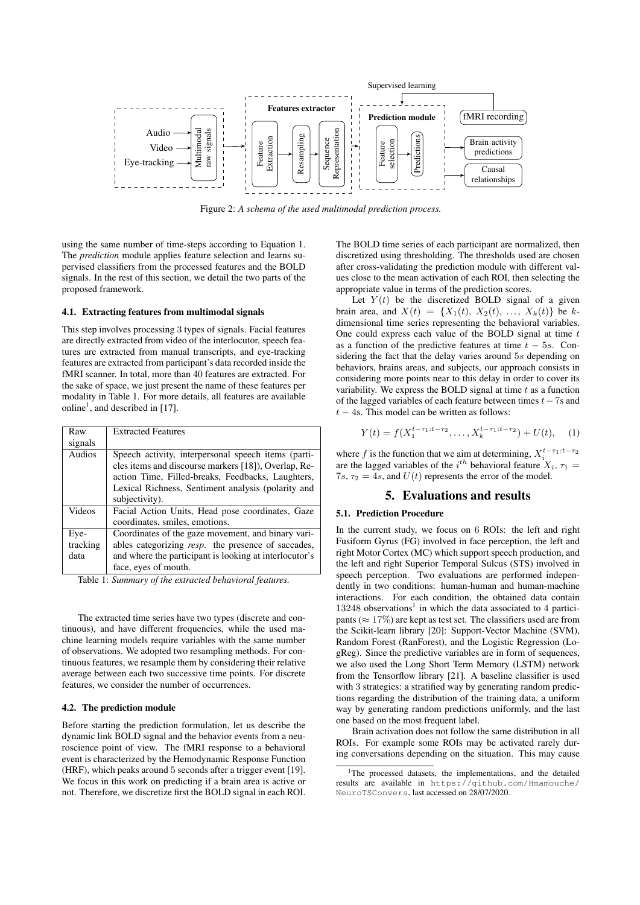Figure 2: *A schema of the used multimodal prediction process.*

using the same number of time-steps according to Equation 1. The *prediction* module applies feature selection and learns supervised classifiers from the processed features and the BOLD signals. In the rest of this section, we detail the two parts of the proposed framework.

### 4.1. Extracting features from multimodal signals

This step involves processing 3 types of signals. Facial features are directly extracted from video of the interlocutor, speech features are extracted from manual transcripts, and eye-tracking features are extracted from participant's data recorded inside the fMRI scanner. In total, more than 40 features are extracted. For the sake of space, we just present the name of these features per modality in Table 1. For more details, all features are available online[1], and described in [17].

| Raw signals | Extracted Features |
|---|---|
| Audios | Speech activity, interpersonal speech items (particles items and discourse markers [18]), Overlap, Reaction Time, Filled-breaks, Feedbacks, Laughters, Lexical Richness, Sentiment analysis (polarity and subjectivity). |
| Videos | Facial Action Units, Head pose coordinates, Gaze coordinates, smiles, emotions. |
| Eye-tracking data | Coordinates of the gaze movement, and binary variables categorizing *resp.* the presence of saccades, and where the participant is looking at interlocutor's face, eyes of mouth. |

Table 1: *Summary of the extracted behavioral features.*

The extracted time series have two types (discrete and continuous), and have different frequencies, while the used machine learning models require variables with the same number of observations. We adopted two resampling methods. For continuous features, we resample them by considering their relative average between each two successive time points. For discrete features, we consider the number of occurrences.

### 4.2. The prediction module

Before starting the prediction formulation, let us describe the dynamic link BOLD signal and the behavior events from a neuroscience point of view. The fMRI response to a behavioral event is characterized by the Hemodynamic Response Function (HRF), which peaks around 5 seconds after a trigger event [19]. We focus in this work on predicting if a brain area is active or not. Therefore, we discretize first the BOLD signal in each ROI. The BOLD time series of each participant are normalized, then discretized using thresholding. The thresholds used are chosen after cross-validating the prediction module with different values close to the mean activation of each ROI, then selecting the appropriate value in terms of the prediction scores.

Let $Y(t)$ be the discretized BOLD signal of a given brain area, and $X(t) = \{X_1(t), X_2(t), \ldots, X_k(t)\}$ be $k$-dimensional time series representing the behavioral variables. One could express each value of the BOLD signal at time $t$ as a function of the predictive features at time $t - 5s$. Considering the fact that the delay varies around $5s$ depending on behaviors, brains areas, and subjects, our approach consists in considering more points near to this delay in order to cover its variability. We express the BOLD signal at time $t$ as a function of the lagged variables of each feature between times $t - 7$s and $t - 4$s. This model can be written as follows:

$$Y(t) = f(X_1^{t-\tau_1:t-\tau_2}, \ldots, X_k^{t-\tau_1:t-\tau_2}) + U(t), \quad (1)$$

where $f$ is the function that we aim at determining, $X_i^{t-\tau_1:t-\tau_2}$ are the lagged variables of the $i^{th}$ behavioral feature $X_i$, $\tau_1 = 7s$, $\tau_2 = 4s$, and $U(t)$ represents the error of the model.

## 5. Evaluations and results

### 5.1. Prediction Procedure

In the current study, we focus on 6 ROIs: the left and right Fusiform Gyrus (FG) involved in face perception, the left and right Motor Cortex (MC) which support speech production, and the left and right Superior Temporal Sulcus (STS) involved in speech perception. Two evaluations are performed independently in two conditions: human-human and human-machine interactions. For each condition, the obtained data contain 13248 observations[1] in which the data associated to 4 participants ($\approx 17\%$) are kept as test set. The classifiers used are from the Scikit-learn library [20]: Support-Vector Machine (SVM), Random Forest (RanForest), and the Logistic Regression (LogReg). Since the predictive variables are in form of sequences, we also used the Long Short Term Memory (LSTM) network from the Tensorflow library [21]. A baseline classifier is used with 3 strategies: a stratified way by generating random predictions regarding the distribution of the training data, a uniform way by generating random predictions uniformly, and the last one based on the most frequent label.

Brain activation does not follow the same distribution in all ROIs. For example some ROIs may be activated rarely during conversations depending on the situation. This may cause

[1]The processed datasets, the implementations, and the detailed results are available in https://github.com/Hmamouche/NeuroTSConvers, last accessed on 28/07/2020.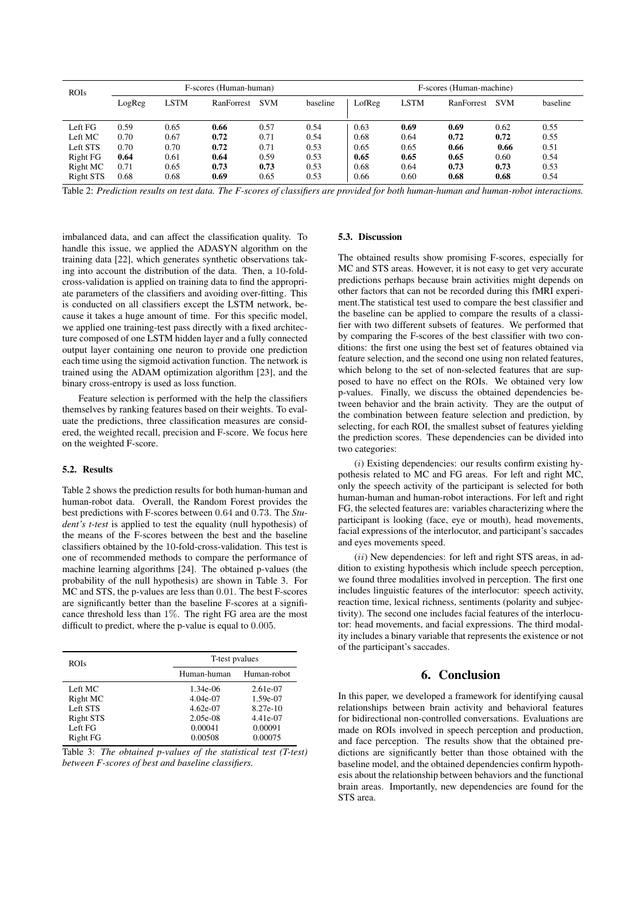| ROIs | F-scores (Human-human) | | | | | F-scores (Human-machine) | | | | |
|---|---|---|---|---|---|---|---|---|---|---|
| | LogReg | LSTM | RanForrest | SVM | baseline | LofReg | LSTM | RanForrest | SVM | baseline |
| Left FG | 0.59 | 0.65 | **0.66** | 0.57 | 0.54 | 0.63 | **0.69** | **0.69** | 0.62 | 0.55 |
| Left MC | 0.70 | 0.67 | **0.72** | 0.71 | 0.54 | 0.68 | 0.64 | **0.72** | **0.72** | 0.55 |
| Left STS | 0.70 | 0.70 | **0.72** | 0.71 | 0.53 | 0.65 | 0.65 | **0.66** | **0.66** | 0.51 |
| Right FG | **0.64** | 0.61 | **0.64** | 0.59 | 0.53 | **0.65** | **0.65** | **0.65** | 0.60 | 0.54 |
| Right MC | 0.71 | 0.65 | **0.73** | **0.73** | 0.53 | 0.68 | 0.64 | **0.73** | **0.73** | 0.53 |
| Right STS | 0.68 | 0.68 | **0.69** | 0.65 | 0.53 | 0.66 | 0.60 | **0.68** | **0.68** | 0.54 |

Table 2: *Prediction results on test data. The F-scores of classifiers are provided for both human-human and human-robot interactions.*

imbalanced data, and can affect the classification quality. To handle this issue, we applied the ADASYN algorithm on the training data [22], which generates synthetic observations taking into account the distribution of the data. Then, a 10-fold-cross-validation is applied on training data to find the appropriate parameters of the classifiers and avoiding over-fitting. This is conducted on all classifiers except the LSTM network, because it takes a huge amount of time. For this specific model, we applied one training-test pass directly with a fixed architecture composed of one LSTM hidden layer and a fully connected output layer containing one neuron to provide one prediction each time using the sigmoid activation function. The network is trained using the ADAM optimization algorithm [23], and the binary cross-entropy is used as loss function.

Feature selection is performed with the help the classifiers themselves by ranking features based on their weights. To evaluate the predictions, three classification measures are considered, the weighted recall, precision and F-score. We focus here on the weighted F-score.

### 5.2. Results

Table 2 shows the prediction results for both human-human and human-robot data. Overall, the Random Forest provides the best predictions with F-scores between $0.64$ and $0.73$. The *Student's t-test* is applied to test the equality (null hypothesis) of the means of the F-scores between the best and the baseline classifiers obtained by the 10-fold-cross-validation. This test is one of recommended methods to compare the performance of machine learning algorithms [24]. The obtained p-values (the probability of the null hypothesis) are shown in Table 3. For MC and STS, the p-values are less than $0.01$. The best F-scores are significantly better than the baseline F-scores at a significance threshold less than $1\%$. The right FG area are the most difficult to predict, where the p-value is equal to $0.005$.

| ROIs | T-test pvalues | |
|---|---|---|
| | Human-human | Human-robot |
| Left MC | 1.34e-06 | 2.61e-07 |
| Right MC | 4.04e-07 | 1.59e-07 |
| Left STS | 4.62e-07 | 8.27e-10 |
| Right STS | 2.05e-08 | 4.41e-07 |
| Left FG | 0.00041 | 0.00091 |
| Right FG | 0.00508 | 0.00075 |

Table 3: *The obtained p-values of the statistical test (T-test) between F-scores of best and baseline classifiers.*

### 5.3. Discussion

The obtained results show promising F-scores, especially for MC and STS areas. However, it is not easy to get very accurate predictions perhaps because brain activities might depends on other factors that can not be recorded during this fMRI experiment.The statistical test used to compare the best classifier and the baseline can be applied to compare the results of a classifier with two different subsets of features. We performed that by comparing the F-scores of the best classifier with two conditions: the first one using the best set of features obtained via feature selection, and the second one using non related features, which belong to the set of non-selected features that are supposed to have no effect on the ROIs. We obtained very low p-values. Finally, we discuss the obtained dependencies between behavior and the brain activity. They are the output of the combination between feature selection and prediction, by selecting, for each ROI, the smallest subset of features yielding the prediction scores. These dependencies can be divided into two categories:

($i$) Existing dependencies: our results confirm existing hypothesis related to MC and FG areas. For left and right MC, only the speech activity of the participant is selected for both human-human and human-robot interactions. For left and right FG, the selected features are: variables characterizing where the participant is looking (face, eye or mouth), head movements, facial expressions of the interlocutor, and participant's saccades and eyes movements speed.

($ii$) New dependencies: for left and right STS areas, in addition to existing hypothesis which include speech perception, we found three modalities involved in perception. The first one includes linguistic features of the interlocutor: speech activity, reaction time, lexical richness, sentiments (polarity and subjectivity). The second one includes facial features of the interlocutor: head movements, and facial expressions. The third modality includes a binary variable that represents the existence or not of the participant's saccades.

## 6. Conclusion

In this paper, we developed a framework for identifying causal relationships between brain activity and behavioral features for bidirectional non-controlled conversations. Evaluations are made on ROIs involved in speech perception and production, and face perception. The results show that the obtained predictions are significantly better than those obtained with the baseline model, and the obtained dependencies confirm hypothesis about the relationship between behaviors and the functional brain areas. Importantly, new dependencies are found for the STS area.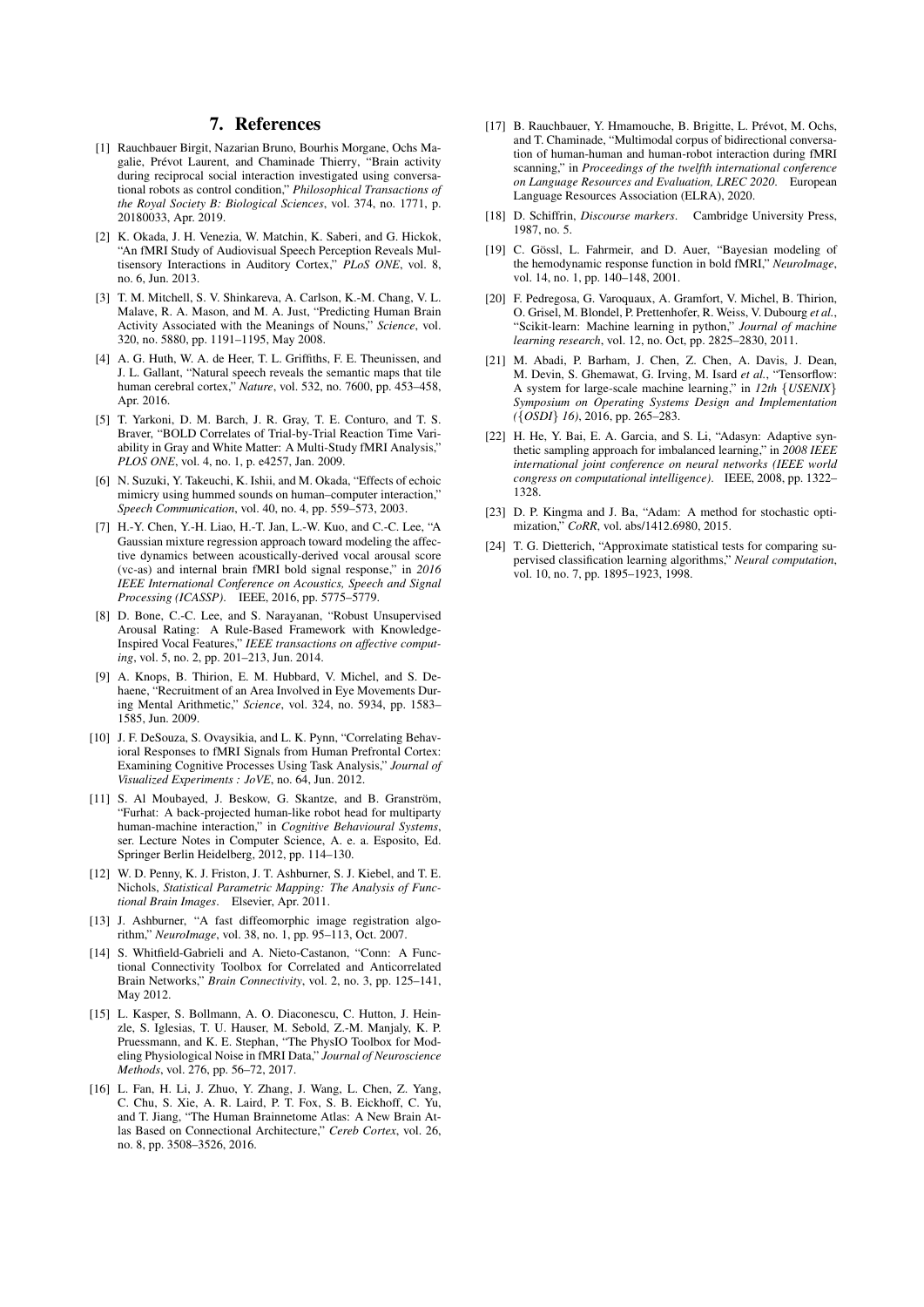## 7. References

[1] Rauchbauer Birgit, Nazarian Bruno, Bourhis Morgane, Ochs Magalie, Prévot Laurent, and Chaminade Thierry, "Brain activity during reciprocal social interaction investigated using conversational robots as control condition," *Philosophical Transactions of the Royal Society B: Biological Sciences*, vol. 374, no. 1771, p. 20180033, Apr. 2019.

[2] K. Okada, J. H. Venezia, W. Matchin, K. Saberi, and G. Hickok, "An fMRI Study of Audiovisual Speech Perception Reveals Multisensory Interactions in Auditory Cortex," *PLoS ONE*, vol. 8, no. 6, Jun. 2013.

[3] T. M. Mitchell, S. V. Shinkareva, A. Carlson, K.-M. Chang, V. L. Malave, R. A. Mason, and M. A. Just, "Predicting Human Brain Activity Associated with the Meanings of Nouns," *Science*, vol. 320, no. 5880, pp. 1191–1195, May 2008.

[4] A. G. Huth, W. A. de Heer, T. L. Griffiths, F. E. Theunissen, and J. L. Gallant, "Natural speech reveals the semantic maps that tile human cerebral cortex," *Nature*, vol. 532, no. 7600, pp. 453–458, Apr. 2016.

[5] T. Yarkoni, D. M. Barch, J. R. Gray, T. E. Conturo, and T. S. Braver, "BOLD Correlates of Trial-by-Trial Reaction Time Variability in Gray and White Matter: A Multi-Study fMRI Analysis," *PLOS ONE*, vol. 4, no. 1, p. e4257, Jan. 2009.

[6] N. Suzuki, Y. Takeuchi, K. Ishii, and M. Okada, "Effects of echoic mimicry using hummed sounds on human–computer interaction," *Speech Communication*, vol. 40, no. 4, pp. 559–573, 2003.

[7] H.-Y. Chen, Y.-H. Liao, H.-T. Jan, L.-W. Kuo, and C.-C. Lee, "A Gaussian mixture regression approach toward modeling the affective dynamics between acoustically-derived vocal arousal score (vc-as) and internal brain fMRI bold signal response," in *2016 IEEE International Conference on Acoustics, Speech and Signal Processing (ICASSP)*. IEEE, 2016, pp. 5775–5779.

[8] D. Bone, C.-C. Lee, and S. Narayanan, "Robust Unsupervised Arousal Rating: A Rule-Based Framework with Knowledge-Inspired Vocal Features," *IEEE transactions on affective computing*, vol. 5, no. 2, pp. 201–213, Jun. 2014.

[9] A. Knops, B. Thirion, E. M. Hubbard, V. Michel, and S. Dehaene, "Recruitment of an Area Involved in Eye Movements During Mental Arithmetic," *Science*, vol. 324, no. 5934, pp. 1583–1585, Jun. 2009.

[10] J. F. DeSouza, S. Ovaysikia, and L. K. Pynn, "Correlating Behavioral Responses to fMRI Signals from Human Prefrontal Cortex: Examining Cognitive Processes Using Task Analysis," *Journal of Visualized Experiments : JoVE*, no. 64, Jun. 2012.

[11] S. Al Moubayed, J. Beskow, G. Skantze, and B. Granström, "Furhat: A back-projected human-like robot head for multiparty human-machine interaction," in *Cognitive Behavioural Systems*, ser. Lecture Notes in Computer Science, A. e. a. Esposito, Ed. Springer Berlin Heidelberg, 2012, pp. 114–130.

[12] W. D. Penny, K. J. Friston, J. T. Ashburner, S. J. Kiebel, and T. E. Nichols, *Statistical Parametric Mapping: The Analysis of Functional Brain Images*. Elsevier, Apr. 2011.

[13] J. Ashburner, "A fast diffeomorphic image registration algorithm," *NeuroImage*, vol. 38, no. 1, pp. 95–113, Oct. 2007.

[14] S. Whitfield-Gabrieli and A. Nieto-Castanon, "Conn: A Functional Connectivity Toolbox for Correlated and Anticorrelated Brain Networks," *Brain Connectivity*, vol. 2, no. 3, pp. 125–141, May 2012.

[15] L. Kasper, S. Bollmann, A. O. Diaconescu, C. Hutton, J. Heinzle, S. Iglesias, T. U. Hauser, M. Sebold, Z.-M. Manjaly, K. P. Pruessmann, and K. E. Stephan, "The PhysIO Toolbox for Modeling Physiological Noise in fMRI Data," *Journal of Neuroscience Methods*, vol. 276, pp. 56–72, 2017.

[16] L. Fan, H. Li, J. Zhuo, Y. Zhang, J. Wang, L. Chen, Z. Yang, C. Chu, S. Xie, A. R. Laird, P. T. Fox, S. B. Eickhoff, C. Yu, and T. Jiang, "The Human Brainnetome Atlas: A New Brain Atlas Based on Connectional Architecture," *Cereb Cortex*, vol. 26, no. 8, pp. 3508–3526, 2016.

[17] B. Rauchbauer, Y. Hmamouche, B. Brigitte, L. Prévot, M. Ochs, and T. Chaminade, "Multimodal corpus of bidirectional conversation of human-human and human-robot interaction during fMRI scanning," in *Proceedings of the twelfth international conference on Language Resources and Evaluation, LREC 2020*. European Language Resources Association (ELRA), 2020.

[18] D. Schiffrin, *Discourse markers*. Cambridge University Press, 1987, no. 5.

[19] C. Gössl, L. Fahrmeir, and D. Auer, "Bayesian modeling of the hemodynamic response function in bold fMRI," *NeuroImage*, vol. 14, no. 1, pp. 140–148, 2001.

[20] F. Pedregosa, G. Varoquaux, A. Gramfort, V. Michel, B. Thirion, O. Grisel, M. Blondel, P. Prettenhofer, R. Weiss, V. Dubourg *et al.*, "Scikit-learn: Machine learning in python," *Journal of machine learning research*, vol. 12, no. Oct, pp. 2825–2830, 2011.

[21] M. Abadi, P. Barham, J. Chen, Z. Chen, A. Davis, J. Dean, M. Devin, S. Ghemawat, G. Irving, M. Isard *et al.*, "Tensorflow: A system for large-scale machine learning," in *12th {USENIX} Symposium on Operating Systems Design and Implementation ({OSDI} 16)*, 2016, pp. 265–283.

[22] H. He, Y. Bai, E. A. Garcia, and S. Li, "Adasyn: Adaptive synthetic sampling approach for imbalanced learning," in *2008 IEEE international joint conference on neural networks (IEEE world congress on computational intelligence)*. IEEE, 2008, pp. 1322–1328.

[23] D. P. Kingma and J. Ba, "Adam: A method for stochastic optimization," *CoRR*, vol. abs/1412.6980, 2015.

[24] T. G. Dietterich, "Approximate statistical tests for comparing supervised classification learning algorithms," *Neural computation*, vol. 10, no. 7, pp. 1895–1923, 1998.